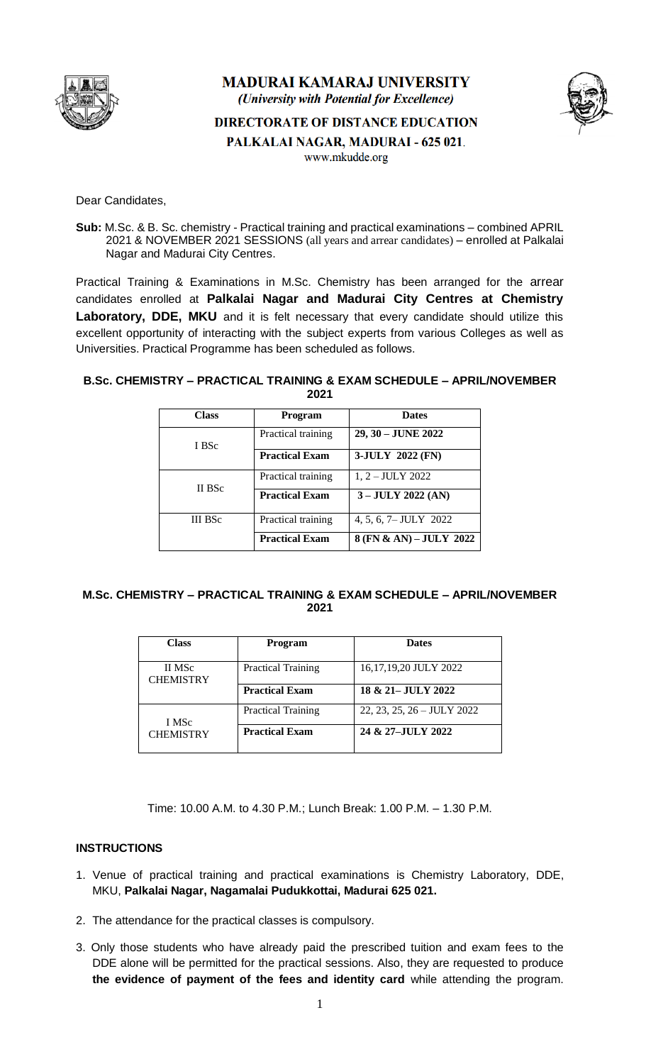# MADURAI KAMARAJ UNIVERSITY

*(University with Potential for Excellence)*

## DIRECTORATE OF DISTANCE EDUCATION

**PALKALAI NAGAR, MADURAI - 625 021.**

www.mkudde.org

Dear Candidates,

**Sub:** M.Sc. & B. Sc. chemistry - Practical training and practical examinations – combined APRIL 2021 & NOVEMBER 2021 SESSIONS (all years and arrear candidates) – enrolled at Palkalai Nagar and Madurai City Centres.

Practical Training & Examinations in M.Sc. Chemistry has been arranged for the arrear candidates enrolled at **Palkalai Nagar and Madurai City Centres at Chemistry Laboratory, DDE, MKU** and it is felt necessary that every candidate should utilize this excellent opportunity of interacting with the subject experts from various Colleges as well as Universities. Practical Programme has been scheduled as follows.

### B.Sc. CHEMISTRY – PRACTICAL TRAINING & EXAM SCHEDULE – APRIL/NOVEMBER 2021

| Class | Program | Dates |
|---|---|---|
| I BSc | Practical training | **29, 30 – JUNE 2022** |
| | **Practical Exam** | **3-JULY 2022 (FN)** |
| II BSc | Practical training | 1, 2 – JULY 2022 |
| | **Practical Exam** | **3 – JULY 2022 (AN)** |
| III BSc | Practical training | 4, 5, 6, 7– JULY 2022 |
| | **Practical Exam** | **8 (FN & AN) – JULY 2022** |

### M.Sc. CHEMISTRY – PRACTICAL TRAINING & EXAM SCHEDULE – APRIL/NOVEMBER 2021

| Class | Program | Dates |
|---|---|---|
| II MSc CHEMISTRY | Practical Training | 16,17,19,20 JULY 2022 |
| | **Practical Exam** | **18 & 21– JULY 2022** |
| I MSc CHEMISTRY | Practical Training | 22, 23, 25, 26 – JULY 2022 |
| | **Practical Exam** | **24 & 27–JULY 2022** |

Time: 10.00 A.M. to 4.30 P.M.; Lunch Break: 1.00 P.M. – 1.30 P.M.

**INSTRUCTIONS**

1. Venue of practical training and practical examinations is Chemistry Laboratory, DDE, MKU, **Palkalai Nagar, Nagamalai Pudukkottai, Madurai 625 021.**
2. The attendance for the practical classes is compulsory.
3. Only those students who have already paid the prescribed tuition and exam fees to the DDE alone will be permitted for the practical sessions. Also, they are requested to produce **the evidence of payment of the fees and identity card** while attending the program.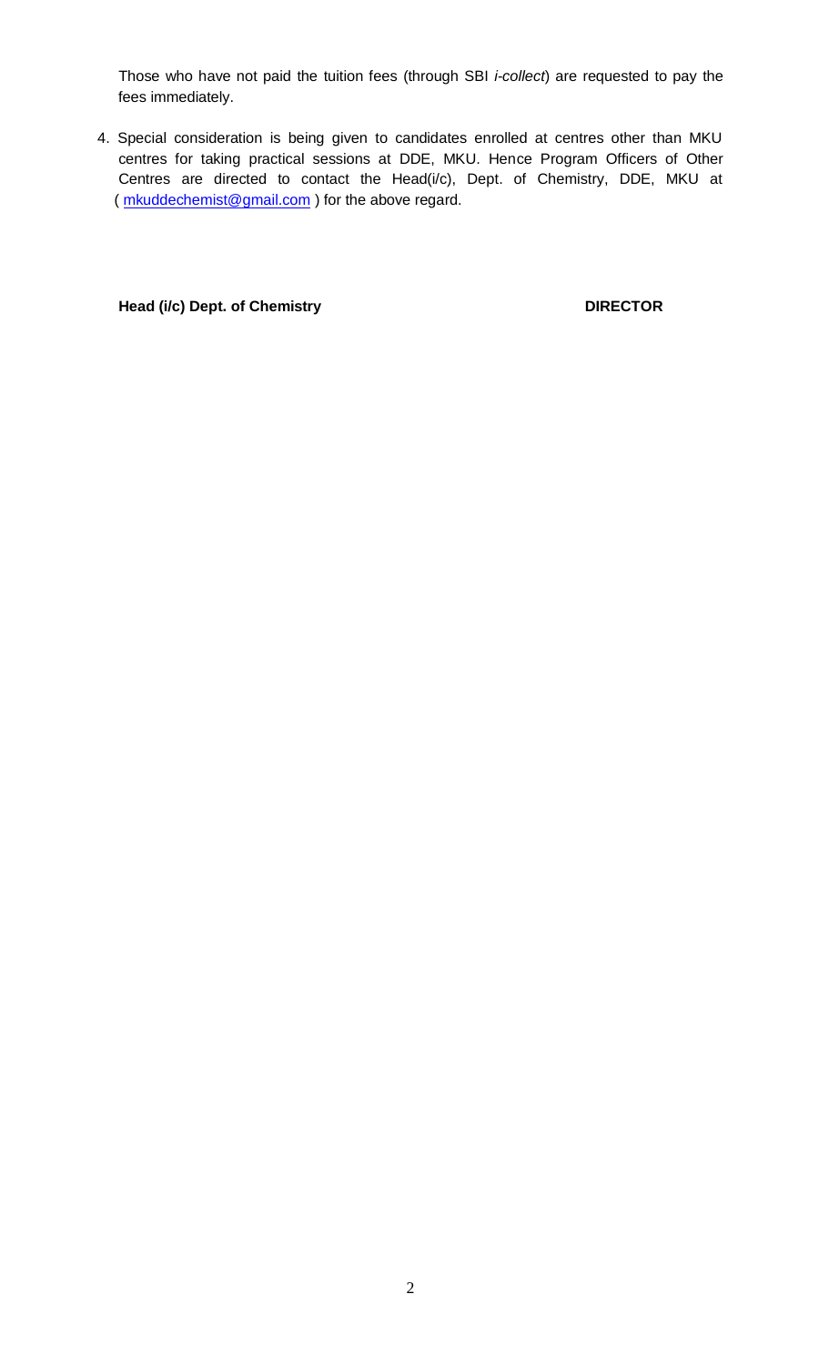Those who have not paid the tuition fees (through SBI *i-collect*) are requested to pay the fees immediately.

4. Special consideration is being given to candidates enrolled at centres other than MKU centres for taking practical sessions at DDE, MKU. Hence Program Officers of Other Centres are directed to contact the Head(i/c), Dept. of Chemistry, DDE, MKU at ( mkuddechemist@gmail.com ) for the above regard.

**Head (i/c) Dept. of Chemistry** **DIRECTOR**